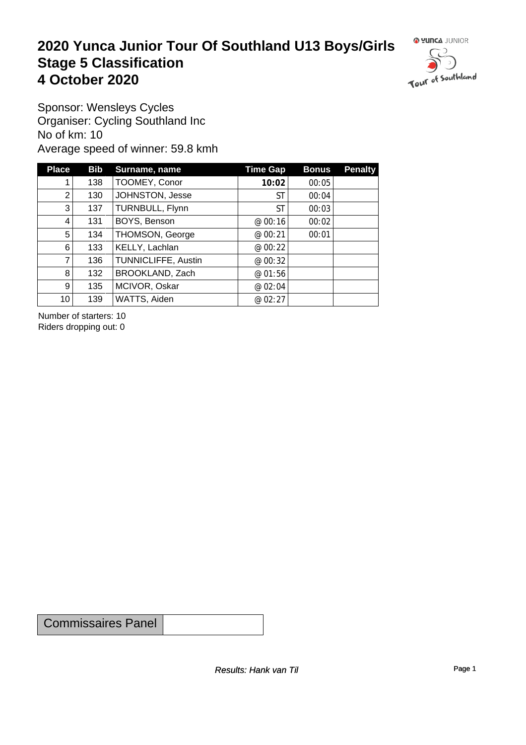# 2020 Yunca Junior Tour Of Southland U13 Boys/Girls
# Stage 5 Classification
# 4 October 2020

Sponsor: Wensleys Cycles
Organiser: Cycling Southland Inc
No of km: 10
Average speed of winner: 59.8 kmh

| Place | Bib | Surname, name | Time Gap | Bonus | Penalty |
|---|---|---|---|---|---|
| 1 | 138 | TOOMEY, Conor | **10:02** | 00:05 | |
| 2 | 130 | JOHNSTON, Jesse | ST | 00:04 | |
| 3 | 137 | TURNBULL, Flynn | ST | 00:03 | |
| 4 | 131 | BOYS, Benson | @ 00:16 | 00:02 | |
| 5 | 134 | THOMSON, George | @ 00:21 | 00:01 | |
| 6 | 133 | KELLY, Lachlan | @ 00:22 | | |
| 7 | 136 | TUNNICLIFFE, Austin | @ 00:32 | | |
| 8 | 132 | BROOKLAND, Zach | @ 01:56 | | |
| 9 | 135 | MCIVOR, Oskar | @ 02:04 | | |
| 10 | 139 | WATTS, Aiden | @ 02:27 | | |

Number of starters: 10
Riders dropping out: 0

| Commissaires Panel | |
|---|---|

*Results: Hank van Til*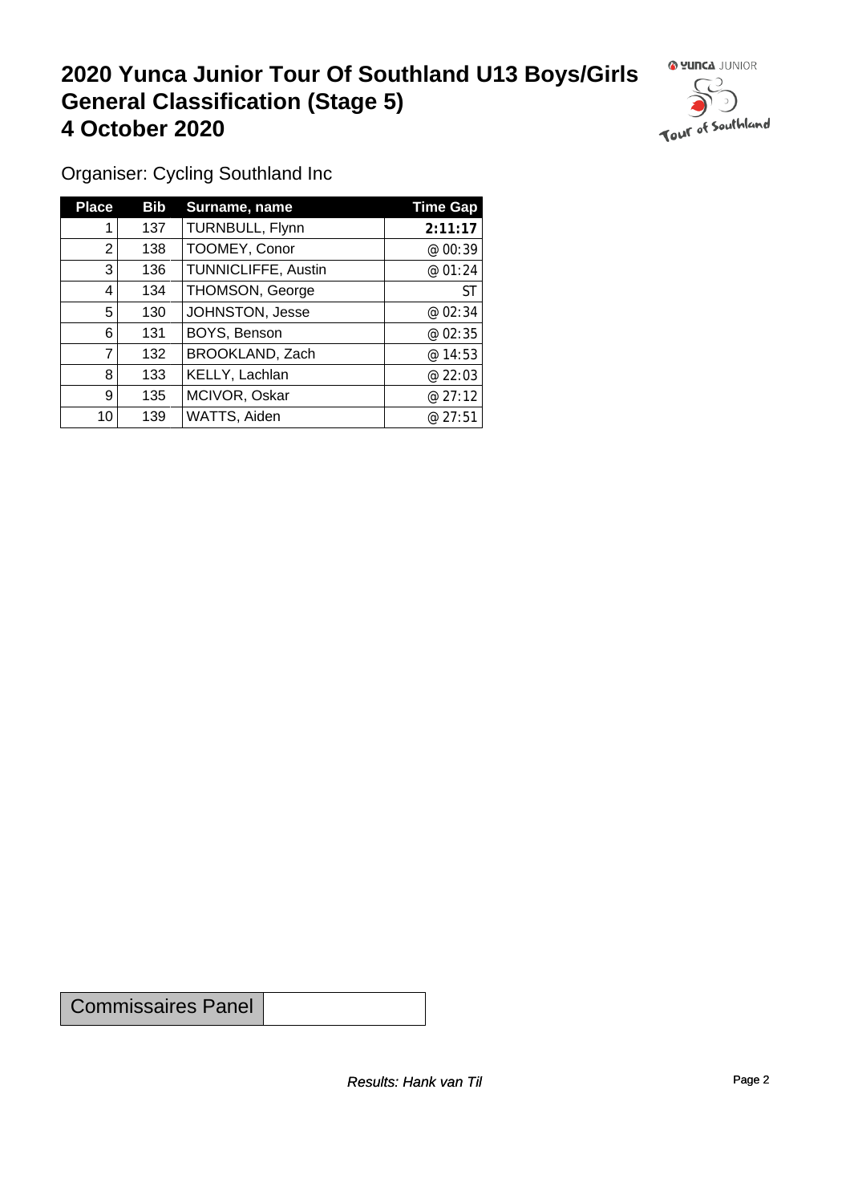# 2020 Yunca Junior Tour Of Southland U13 Boys/Girls General Classification (Stage 5)
# 4 October 2020

Organiser: Cycling Southland Inc

| Place | Bib | Surname, name | Time Gap |
|---|---|---|---|
| 1 | 137 | TURNBULL, Flynn | **2:11:17** |
| 2 | 138 | TOOMEY, Conor | @ 00:39 |
| 3 | 136 | TUNNICLIFFE, Austin | @ 01:24 |
| 4 | 134 | THOMSON, George | ST |
| 5 | 130 | JOHNSTON, Jesse | @ 02:34 |
| 6 | 131 | BOYS, Benson | @ 02:35 |
| 7 | 132 | BROOKLAND, Zach | @ 14:53 |
| 8 | 133 | KELLY, Lachlan | @ 22:03 |
| 9 | 135 | MCIVOR, Oskar | @ 27:12 |
| 10 | 139 | WATTS, Aiden | @ 27:51 |

| Commissaires Panel | |
|---|---|

*Results: Hank van Til*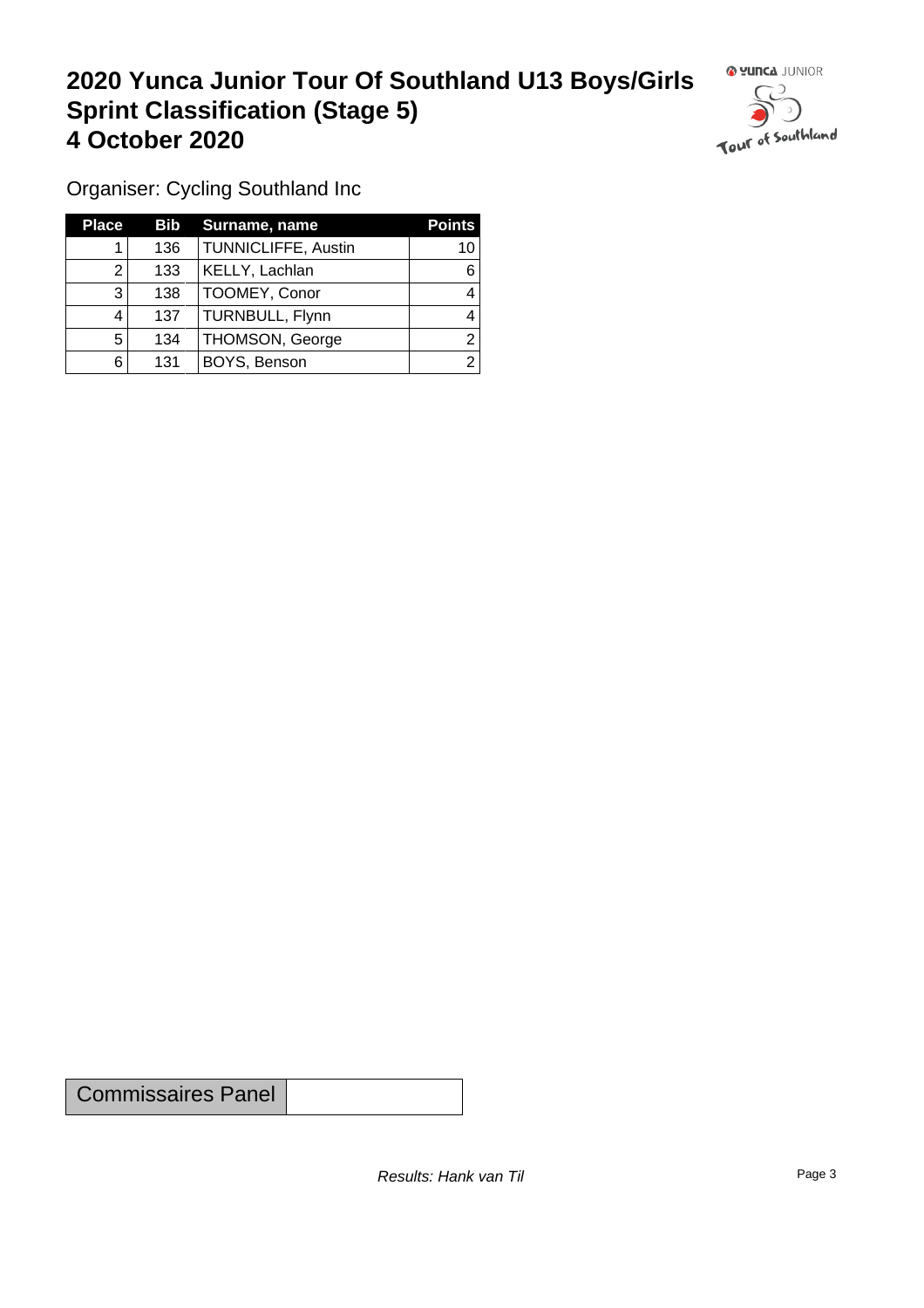# 2020 Yunca Junior Tour Of Southland U13 Boys/Girls Sprint Classification (Stage 5)
# 4 October 2020

Organiser: Cycling Southland Inc

| Place | Bib | Surname, name | Points |
|---|---|---|---|
| 1 | 136 | TUNNICLIFFE, Austin | 10 |
| 2 | 133 | KELLY, Lachlan | 6 |
| 3 | 138 | TOOMEY, Conor | 4 |
| 4 | 137 | TURNBULL, Flynn | 4 |
| 5 | 134 | THOMSON, George | 2 |
| 6 | 131 | BOYS, Benson | 2 |

| Commissaires Panel | |
|---|---|

*Results: Hank van Til*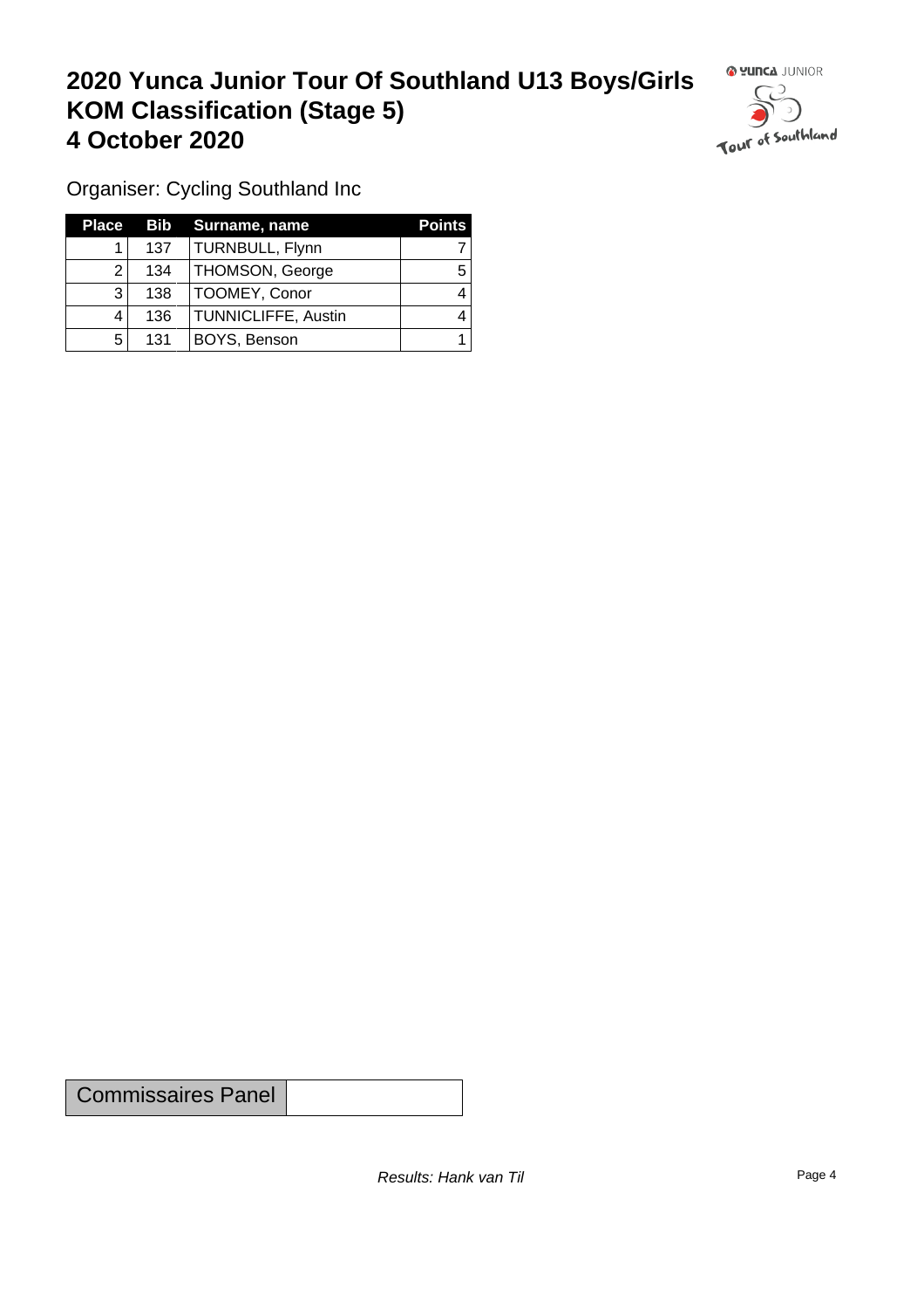# 2020 Yunca Junior Tour Of Southland U13 Boys/Girls KOM Classification (Stage 5) 4 October 2020

Organiser: Cycling Southland Inc

| Place | Bib | Surname, name | Points |
|---|---|---|---|
| 1 | 137 | TURNBULL, Flynn | 7 |
| 2 | 134 | THOMSON, George | 5 |
| 3 | 138 | TOOMEY, Conor | 4 |
| 4 | 136 | TUNNICLIFFE, Austin | 4 |
| 5 | 131 | BOYS, Benson | 1 |

| Commissaires Panel | |
|---|---|

*Results: Hank van Til*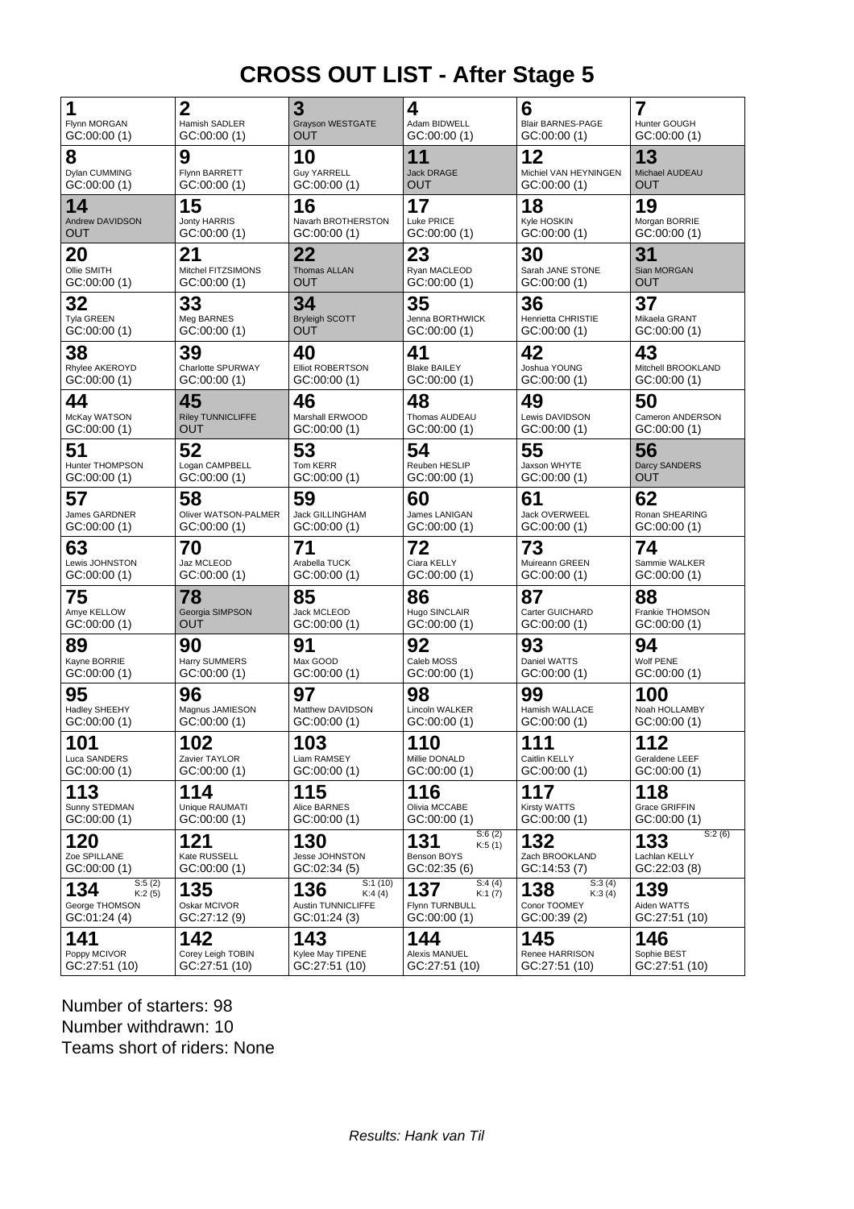# CROSS OUT LIST - After Stage 5

| | | | | | |
|---|---|---|---|---|---|
| **1** Flynn MORGAN GC:00:00 (1) | **2** Hamish SADLER GC:00:00 (1) | **3** Grayson WESTGATE OUT | **4** Adam BIDWELL GC:00:00 (1) | **6** Blair BARNES-PAGE GC:00:00 (1) | **7** Hunter GOUGH GC:00:00 (1) |
| **8** Dylan CUMMING GC:00:00 (1) | **9** Flynn BARRETT GC:00:00 (1) | **10** Guy YARRELL GC:00:00 (1) | **11** Jack DRAGE OUT | **12** Michiel VAN HEYNINGEN GC:00:00 (1) | **13** Michael AUDEAU OUT |
| **14** Andrew DAVIDSON OUT | **15** Jonty HARRIS GC:00:00 (1) | **16** Navarh BROTHERSTON GC:00:00 (1) | **17** Luke PRICE GC:00:00 (1) | **18** Kyle HOSKIN GC:00:00 (1) | **19** Morgan BORRIE GC:00:00 (1) |
| **20** Ollie SMITH GC:00:00 (1) | **21** Mitchel FITZSIMONS GC:00:00 (1) | **22** Thomas ALLAN OUT | **23** Ryan MACLEOD GC:00:00 (1) | **30** Sarah JANE STONE GC:00:00 (1) | **31** Sian MORGAN OUT |
| **32** Tyla GREEN GC:00:00 (1) | **33** Meg BARNES GC:00:00 (1) | **34** Bryleigh SCOTT OUT | **35** Jenna BORTHWICK GC:00:00 (1) | **36** Henrietta CHRISTIE GC:00:00 (1) | **37** Mikaela GRANT GC:00:00 (1) |
| **38** Rhylee AKEROYD GC:00:00 (1) | **39** Charlotte SPURWAY GC:00:00 (1) | **40** Elliot ROBERTSON GC:00:00 (1) | **41** Blake BAILEY GC:00:00 (1) | **42** Joshua YOUNG GC:00:00 (1) | **43** Mitchell BROOKLAND GC:00:00 (1) |
| **44** McKay WATSON GC:00:00 (1) | **45** Riley TUNNICLIFFE OUT | **46** Marshall ERWOOD GC:00:00 (1) | **48** Thomas AUDEAU GC:00:00 (1) | **49** Lewis DAVIDSON GC:00:00 (1) | **50** Cameron ANDERSON GC:00:00 (1) |
| **51** Hunter THOMPSON GC:00:00 (1) | **52** Logan CAMPBELL GC:00:00 (1) | **53** Tom KERR GC:00:00 (1) | **54** Reuben HESLIP GC:00:00 (1) | **55** Jaxson WHYTE GC:00:00 (1) | **56** Darcy SANDERS OUT |
| **57** James GARDNER GC:00:00 (1) | **58** Oliver WATSON-PALMER GC:00:00 (1) | **59** Jack GILLINGHAM GC:00:00 (1) | **60** James LANIGAN GC:00:00 (1) | **61** Jack OVERWEEL GC:00:00 (1) | **62** Ronan SHEARING GC:00:00 (1) |
| **63** Lewis JOHNSTON GC:00:00 (1) | **70** Jaz MCLEOD GC:00:00 (1) | **71** Arabella TUCK GC:00:00 (1) | **72** Ciara KELLY GC:00:00 (1) | **73** Muireann GREEN GC:00:00 (1) | **74** Sammie WALKER GC:00:00 (1) |
| **75** Amye KELLOW GC:00:00 (1) | **78** Georgia SIMPSON OUT | **85** Jack MCLEOD GC:00:00 (1) | **86** Hugo SINCLAIR GC:00:00 (1) | **87** Carter GUICHARD GC:00:00 (1) | **88** Frankie THOMSON GC:00:00 (1) |
| **89** Kayne BORRIE GC:00:00 (1) | **90** Harry SUMMERS GC:00:00 (1) | **91** Max GOOD GC:00:00 (1) | **92** Caleb MOSS GC:00:00 (1) | **93** Daniel WATTS GC:00:00 (1) | **94** Wolf PENE GC:00:00 (1) |
| **95** Hadley SHEEHY GC:00:00 (1) | **96** Magnus JAMIESON GC:00:00 (1) | **97** Matthew DAVIDSON GC:00:00 (1) | **98** Lincoln WALKER GC:00:00 (1) | **99** Hamish WALLACE GC:00:00 (1) | **100** Noah HOLLAMBY GC:00:00 (1) |
| **101** Luca SANDERS GC:00:00 (1) | **102** Zavier TAYLOR GC:00:00 (1) | **103** Liam RAMSEY GC:00:00 (1) | **110** Millie DONALD GC:00:00 (1) | **111** Caitlin KELLY GC:00:00 (1) | **112** Geraldene LEEF GC:00:00 (1) |
| **113** Sunny STEDMAN GC:00:00 (1) | **114** Unique RAUMATI GC:00:00 (1) | **115** Alice BARNES GC:00:00 (1) | **116** Olivia MCCABE GC:00:00 (1) | **117** Kirsty WATTS GC:00:00 (1) | **118** Grace GRIFFIN GC:00:00 (1) |
| **120** Zoe SPILLANE GC:00:00 (1) | **121** Kate RUSSELL GC:00:00 (1) | **130** Jesse JOHNSTON GC:02:34 (5) | **131** S:6 (2) K:5 (1) Benson BOYS GC:02:35 (6) | **132** Zach BROOKLAND GC:14:53 (7) | **133** S:2 (6) Lachlan KELLY GC:22:03 (8) |
| **134** S:5 (2) K:2 (5) George THOMSON GC:01:24 (4) | **135** Oskar MCIVOR GC:27:12 (9) | **136** S:1 (10) K:4 (4) Austin TUNNICLIFFE GC:01:24 (3) | **137** S:4 (4) K:1 (7) Flynn TURNBULL GC:00:00 (1) | **138** S:3 (4) K:3 (4) Conor TOOMEY GC:00:39 (2) | **139** Aiden WATTS GC:27:51 (10) |
| **141** Poppy MCIVOR GC:27:51 (10) | **142** Corey Leigh TOBIN GC:27:51 (10) | **143** Kylee May TIPENE GC:27:51 (10) | **144** Alexis MANUEL GC:27:51 (10) | **145** Renee HARRISON GC:27:51 (10) | **146** Sophie BEST GC:27:51 (10) |

Number of starters: 98
Number withdrawn: 10
Teams short of riders: None

*Results: Hank van Til*